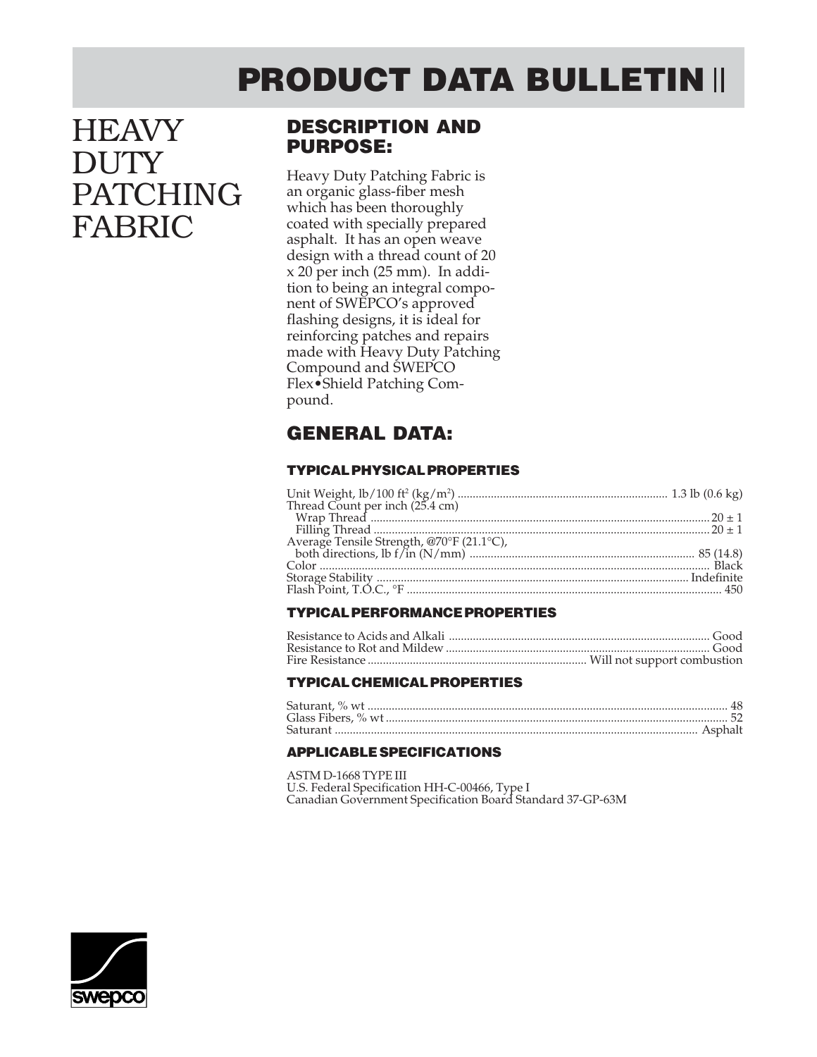# PRODUCT DATA BULLETIN

# HEAVY DUTY PATCHING FABRIC

## DESCRIPTION AND PURPOSE:

Heavy Duty Patching Fabric is an organic glass-fiber mesh which has been thoroughly coated with specially prepared asphalt. It has an open weave design with a thread count of 20 x 20 per inch (25 mm). In addition to being an integral component of SWEPCO's approved flashing designs, it is ideal for reinforcing patches and repairs made with Heavy Duty Patching Compound and SWEPCO Flex•Shield Patching Compound.

## GENERAL DATA:

### TYPICAL PHYSICAL PROPERTIES

| Property | Value |
|---|---|
| Unit Weight, lb/100 ft$^2$ (kg/m$^2$) | 1.3 lb (0.6 kg) |
| Thread Count per inch (25.4 cm) | |
| Wrap Thread | 20 ± 1 |
| Filling Thread | 20 ± 1 |
| Average Tensile Strength, @70°F (21.1°C), both directions, lb f/in (N/mm) | 85 (14.8) |
| Color | Black |
| Storage Stability | Indefinite |
| Flash Point, T.O.C., °F | 450 |

### TYPICAL PERFORMANCE PROPERTIES

| Property | Value |
|---|---|
| Resistance to Acids and Alkali | Good |
| Resistance to Rot and Mildew | Good |
| Fire Resistance | Will not support combustion |

### TYPICAL CHEMICAL PROPERTIES

| Property | Value |
|---|---|
| Saturant, % wt | 48 |
| Glass Fibers, % wt | 52 |
| Saturant | Asphalt |

### APPLICABLE SPECIFICATIONS

ASTM D-1668 TYPE III
U.S. Federal Specification HH-C-00466, Type I
Canadian Government Specification Board Standard 37-GP-63M

swepco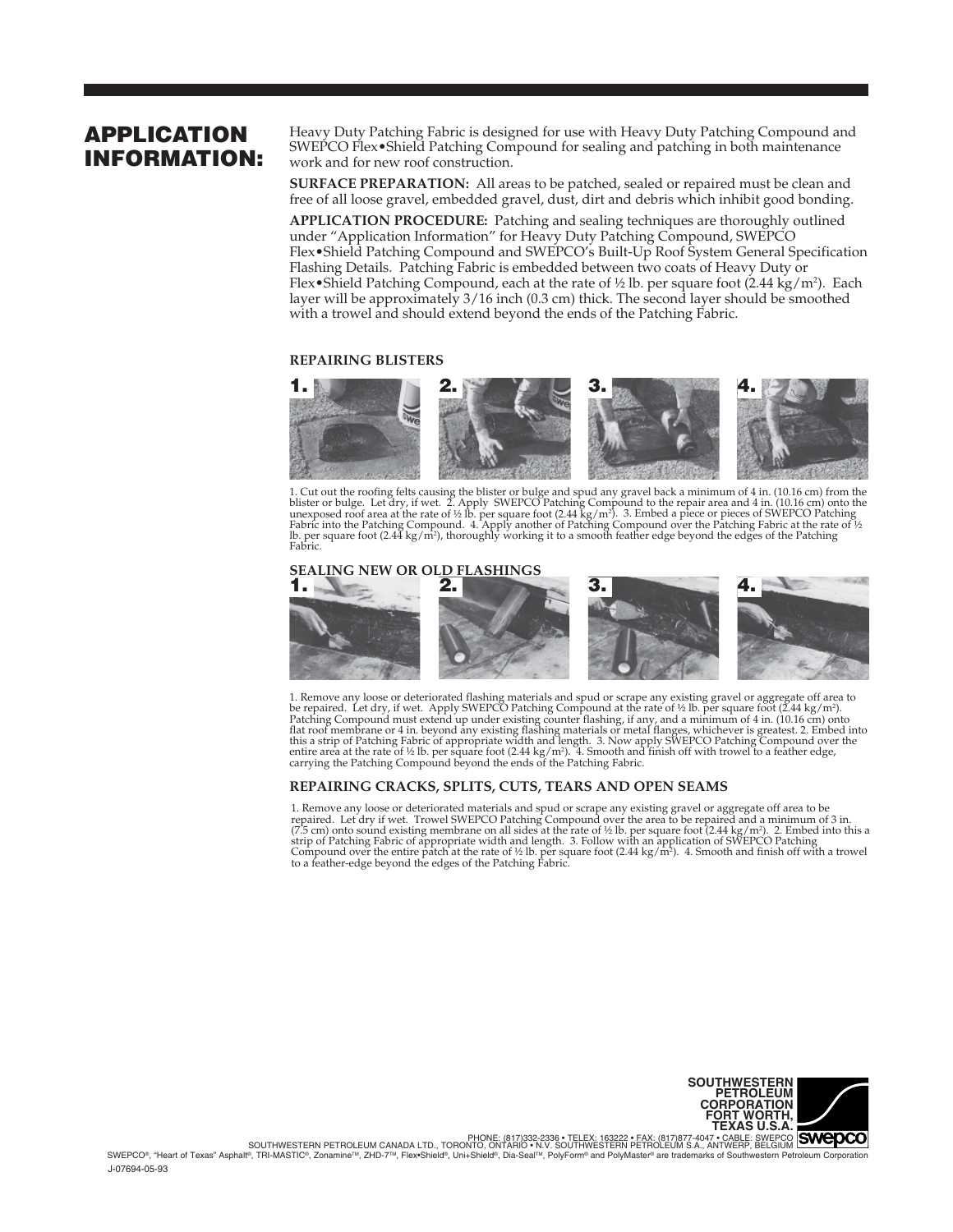## APPLICATION INFORMATION:

Heavy Duty Patching Fabric is designed for use with Heavy Duty Patching Compound and SWEPCO Flex•Shield Patching Compound for sealing and patching in both maintenance work and for new roof construction.

**SURFACE PREPARATION:** All areas to be patched, sealed or repaired must be clean and free of all loose gravel, embedded gravel, dust, dirt and debris which inhibit good bonding.

**APPLICATION PROCEDURE:** Patching and sealing techniques are thoroughly outlined under "Application Information" for Heavy Duty Patching Compound, SWEPCO Flex•Shield Patching Compound and SWEPCO's Built-Up Roof System General Specification Flashing Details. Patching Fabric is embedded between two coats of Heavy Duty or Flex•Shield Patching Compound, each at the rate of ½ lb. per square foot (2.44 kg/m²). Each layer will be approximately 3/16 inch (0.3 cm) thick. The second layer should be smoothed with a trowel and should extend beyond the ends of the Patching Fabric.

### REPAIRING BLISTERS

1. Cut out the roofing felts causing the blister or bulge and spud any gravel back a minimum of 4 in. (10.16 cm) from the blister or bulge. Let dry, if wet. 2. Apply SWEPCO Patching Compound to the repair area and 4 in. (10.16 cm) onto the unexposed roof area at the rate of ½ lb. per square foot (2.44 kg/m²). 3. Embed a piece or pieces of SWEPCO Patching Fabric into the Patching Compound. 4. Apply another of Patching Compound over the Patching Fabric at the rate of ½ lb. per square foot (2.44 kg/m²), thoroughly working it to a smooth feather edge beyond the edges of the Patching Fabric.

### SEALING NEW OR OLD FLASHINGS

1. Remove any loose or deteriorated flashing materials and spud or scrape any existing gravel or aggregate off area to be repaired. Let dry, if wet. Apply SWEPCO Patching Compound at the rate of ½ lb. per square foot (2.44 kg/m²). Patching Compound must extend up under existing counter flashing, if any, and a minimum of 4 in. (10.16 cm) onto flat roof membrane or 4 in. beyond any existing flashing materials or metal flanges, whichever is greatest. 2. Embed into this a strip of Patching Fabric of appropriate width and length. 3. Now apply SWEPCO Patching Compound over the entire area at the rate of ½ lb. per square foot (2.44 kg/m²). 4. Smooth and finish off with trowel to a feather edge, carrying the Patching Compound beyond the ends of the Patching Fabric.

### REPAIRING CRACKS, SPLITS, CUTS, TEARS AND OPEN SEAMS

1. Remove any loose or deteriorated materials and spud or scrape any existing gravel or aggregate off area to be repaired. Let dry if wet. Trowel SWEPCO Patching Compound over the area to be repaired and a minimum of 3 in. (7.5 cm) onto sound existing membrane on all sides at the rate of ½ lb. per square foot (2.44 kg/m²). 2. Embed into this a strip of Patching Fabric of appropriate width and length. 3. Follow with an application of SWEPCO Patching Compound over the entire patch at the rate of ½ lb. per square foot (2.44 kg/m²). 4. Smooth and finish off with a trowel to a feather-edge beyond the edges of the Patching Fabric.

SOUTHWESTERN PETROLEUM CORPORATION
FORT WORTH, TEXAS U.S.A.

PHONE: (817)332-2336 • TELEX: 163222 • FAX: (817)877-4047 • CABLE: SWEPCO
SOUTHWESTERN PETROLEUM CANADA LTD., TORONTO, ONTARIO • N.V. SOUTHWESTERN PETROLEUM S.A., ANTWERP, BELGIUM

SWEPCO®, "Heart of Texas" Asphalt®, TRI-MASTIC®, Zonamine™, ZHD-7™, Flex•Shield®, Uni+Shield®, Dia-Seal™, PolyForm® and PolyMaster® are trademarks of Southwestern Petroleum Corporation

J-07694-05-93